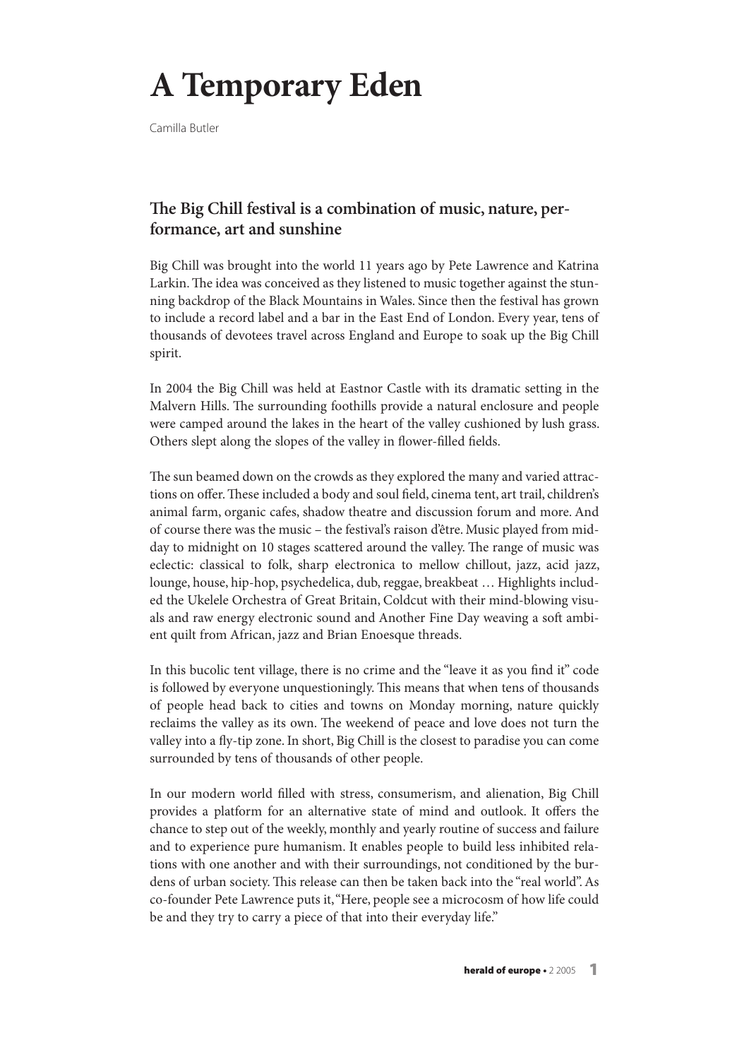# A Temporary Eden

Camilla Butler

## The Big Chill festival is a combination of music, nature, performance, art and sunshine

Big Chill was brought into the world 11 years ago by Pete Lawrence and Katrina Larkin. The idea was conceived as they listened to music together against the stunning backdrop of the Black Mountains in Wales. Since then the festival has grown to include a record label and a bar in the East End of London. Every year, tens of thousands of devotees travel across England and Europe to soak up the Big Chill spirit.

In 2004 the Big Chill was held at Eastnor Castle with its dramatic setting in the Malvern Hills. The surrounding foothills provide a natural enclosure and people were camped around the lakes in the heart of the valley cushioned by lush grass. Others slept along the slopes of the valley in flower-filled fields.

The sun beamed down on the crowds as they explored the many and varied attractions on offer. These included a body and soul field, cinema tent, art trail, children's animal farm, organic cafes, shadow theatre and discussion forum and more. And of course there was the music – the festival's raison d'être. Music played from midday to midnight on 10 stages scattered around the valley. The range of music was eclectic: classical to folk, sharp electronica to mellow chillout, jazz, acid jazz, lounge, house, hip-hop, psychedelica, dub, reggae, breakbeat … Highlights included the Ukelele Orchestra of Great Britain, Coldcut with their mind-blowing visuals and raw energy electronic sound and Another Fine Day weaving a soft ambient quilt from African, jazz and Brian Enoesque threads.

In this bucolic tent village, there is no crime and the "leave it as you find it" code is followed by everyone unquestioningly. This means that when tens of thousands of people head back to cities and towns on Monday morning, nature quickly reclaims the valley as its own. The weekend of peace and love does not turn the valley into a fly-tip zone. In short, Big Chill is the closest to paradise you can come surrounded by tens of thousands of other people.

In our modern world filled with stress, consumerism, and alienation, Big Chill provides a platform for an alternative state of mind and outlook. It offers the chance to step out of the weekly, monthly and yearly routine of success and failure and to experience pure humanism. It enables people to build less inhibited relations with one another and with their surroundings, not conditioned by the burdens of urban society. This release can then be taken back into the "real world". As co-founder Pete Lawrence puts it, "Here, people see a microcosm of how life could be and they try to carry a piece of that into their everyday life."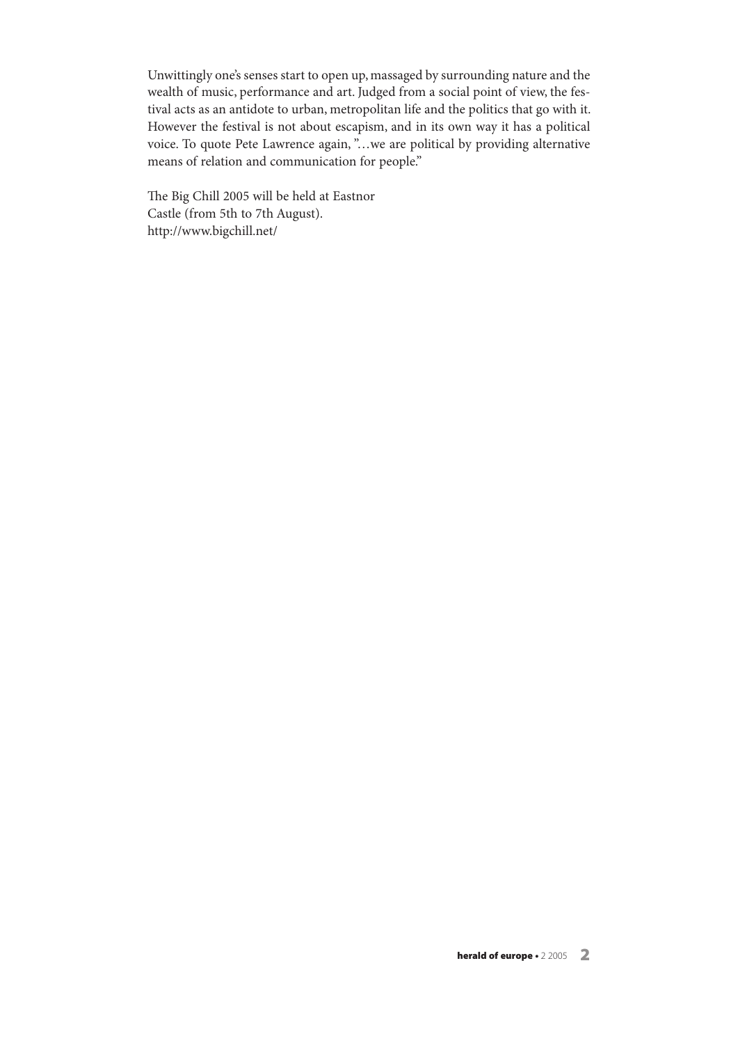Unwittingly one's senses start to open up, massaged by surrounding nature and the wealth of music, performance and art. Judged from a social point of view, the festival acts as an antidote to urban, metropolitan life and the politics that go with it. However the festival is not about escapism, and in its own way it has a political voice. To quote Pete Lawrence again, "…we are political by providing alternative means of relation and communication for people."

The Big Chill 2005 will be held at Eastnor Castle (from 5th to 7th August).
http://www.bigchill.net/